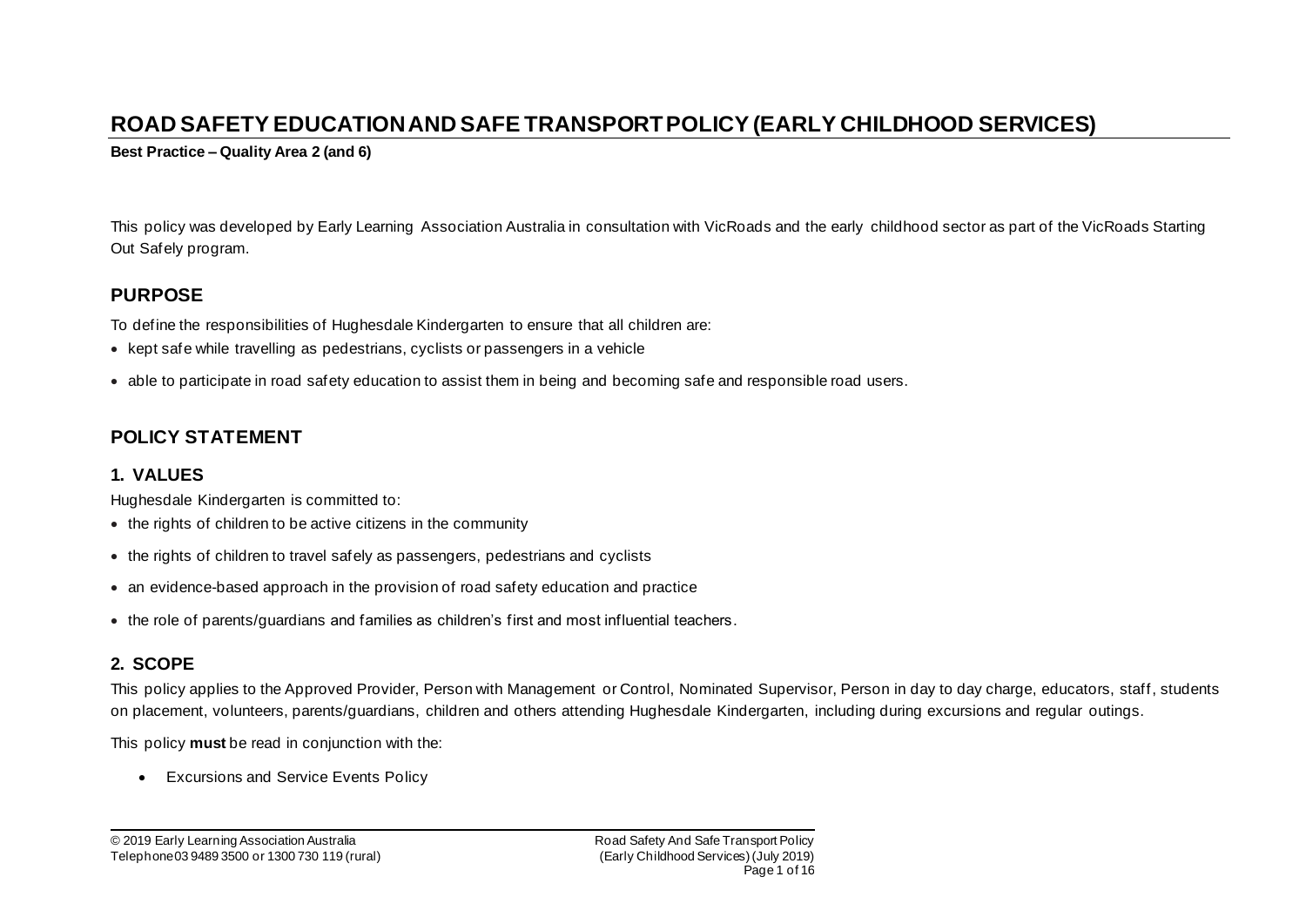# ROAD SAFETY EDUCATION AND SAFE TRANSPORT POLICY (EARLY CHILDHOOD SERVICES)

**Best Practice – Quality Area 2 (and 6)**

This policy was developed by Early Learning Association Australia in consultation with VicRoads and the early childhood sector as part of the VicRoads Starting Out Safely program.

## PURPOSE

To define the responsibilities of Hughesdale Kindergarten to ensure that all children are:

- kept safe while travelling as pedestrians, cyclists or passengers in a vehicle
- able to participate in road safety education to assist them in being and becoming safe and responsible road users.

## POLICY STATEMENT

### 1. VALUES

Hughesdale Kindergarten is committed to:

- the rights of children to be active citizens in the community
- the rights of children to travel safely as passengers, pedestrians and cyclists
- an evidence-based approach in the provision of road safety education and practice
- the role of parents/guardians and families as children's first and most influential teachers.

### 2. SCOPE

This policy applies to the Approved Provider, Person with Management or Control, Nominated Supervisor, Person in day to day charge, educators, staff, students on placement, volunteers, parents/guardians, children and others attending Hughesdale Kindergarten, including during excursions and regular outings.

This policy **must** be read in conjunction with the:

- Excursions and Service Events Policy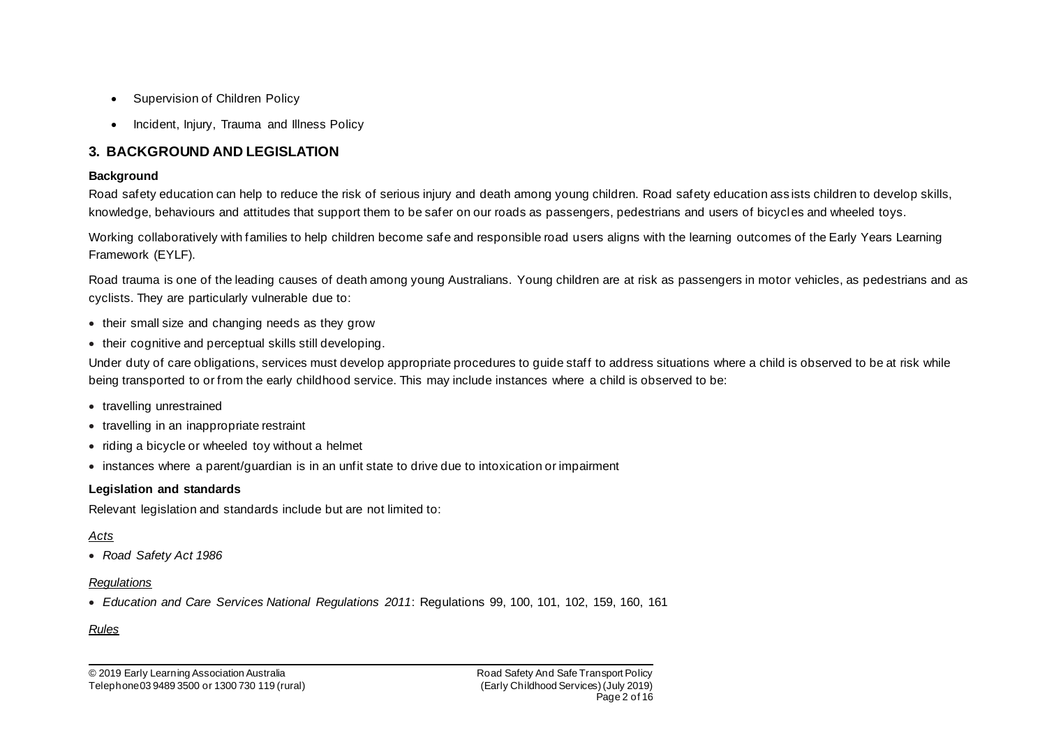- Supervision of Children Policy
- Incident, Injury, Trauma and Illness Policy

## 3. BACKGROUND AND LEGISLATION

**Background**

Road safety education can help to reduce the risk of serious injury and death among young children. Road safety education assists children to develop skills, knowledge, behaviours and attitudes that support them to be safer on our roads as passengers, pedestrians and users of bicycles and wheeled toys.

Working collaboratively with families to help children become safe and responsible road users aligns with the learning outcomes of the Early Years Learning Framework (EYLF).

Road trauma is one of the leading causes of death among young Australians. Young children are at risk as passengers in motor vehicles, as pedestrians and as cyclists. They are particularly vulnerable due to:

- their small size and changing needs as they grow
- their cognitive and perceptual skills still developing.

Under duty of care obligations, services must develop appropriate procedures to guide staff to address situations where a child is observed to be at risk while being transported to or from the early childhood service. This may include instances where a child is observed to be:

- travelling unrestrained
- travelling in an inappropriate restraint
- riding a bicycle or wheeled toy without a helmet
- instances where a parent/guardian is in an unfit state to drive due to intoxication or impairment

**Legislation and standards**

Relevant legislation and standards include but are not limited to:

*Acts*

- *Road Safety Act 1986*

*Regulations*

- *Education and Care Services National Regulations 2011*: Regulations 99, 100, 101, 102, 159, 160, 161

*Rules*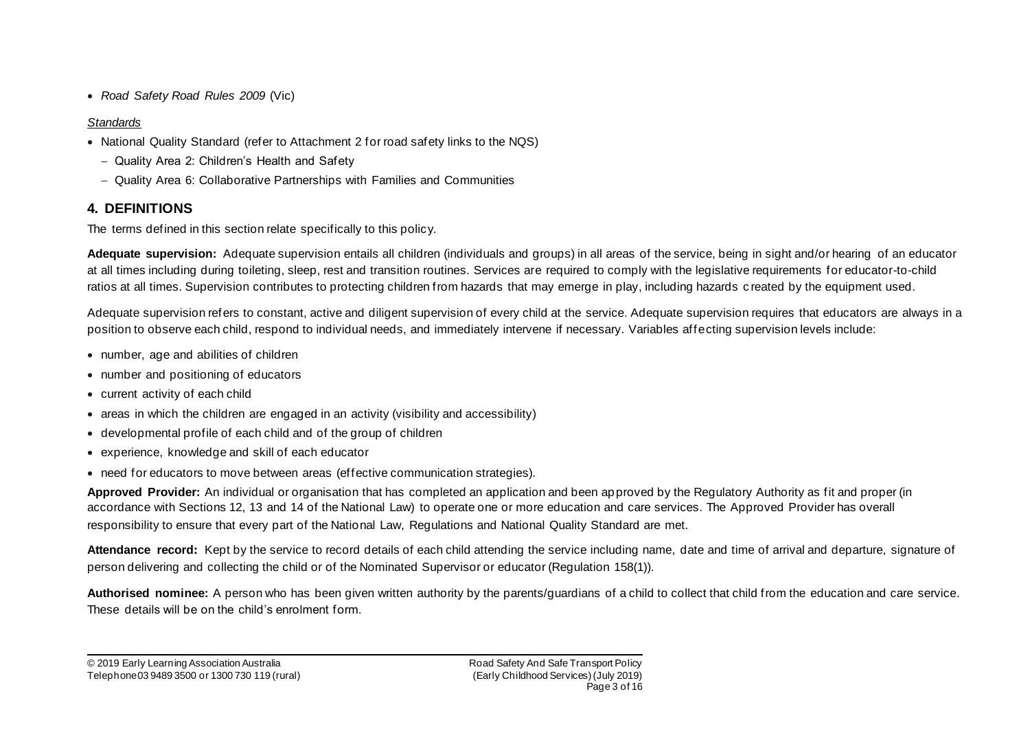- *Road Safety Road Rules 2009* (Vic)

*Standards*

- National Quality Standard (refer to Attachment 2 for road safety links to the NQS)
  - Quality Area 2: Children's Health and Safety
  - Quality Area 6: Collaborative Partnerships with Families and Communities

## 4. DEFINITIONS

The terms defined in this section relate specifically to this policy.

**Adequate supervision:** Adequate supervision entails all children (individuals and groups) in all areas of the service, being in sight and/or hearing of an educator at all times including during toileting, sleep, rest and transition routines. Services are required to comply with the legislative requirements for educator-to-child ratios at all times. Supervision contributes to protecting children from hazards that may emerge in play, including hazards created by the equipment used.

Adequate supervision refers to constant, active and diligent supervision of every child at the service. Adequate supervision requires that educators are always in a position to observe each child, respond to individual needs, and immediately intervene if necessary. Variables affecting supervision levels include:

- number, age and abilities of children
- number and positioning of educators
- current activity of each child
- areas in which the children are engaged in an activity (visibility and accessibility)
- developmental profile of each child and of the group of children
- experience, knowledge and skill of each educator
- need for educators to move between areas (effective communication strategies).

**Approved Provider:** An individual or organisation that has completed an application and been approved by the Regulatory Authority as fit and proper (in accordance with Sections 12, 13 and 14 of the National Law) to operate one or more education and care services. The Approved Provider has overall responsibility to ensure that every part of the National Law, Regulations and National Quality Standard are met.

**Attendance record:** Kept by the service to record details of each child attending the service including name, date and time of arrival and departure, signature of person delivering and collecting the child or of the Nominated Supervisor or educator (Regulation 158(1)).

**Authorised nominee:** A person who has been given written authority by the parents/guardians of a child to collect that child from the education and care service. These details will be on the child's enrolment form.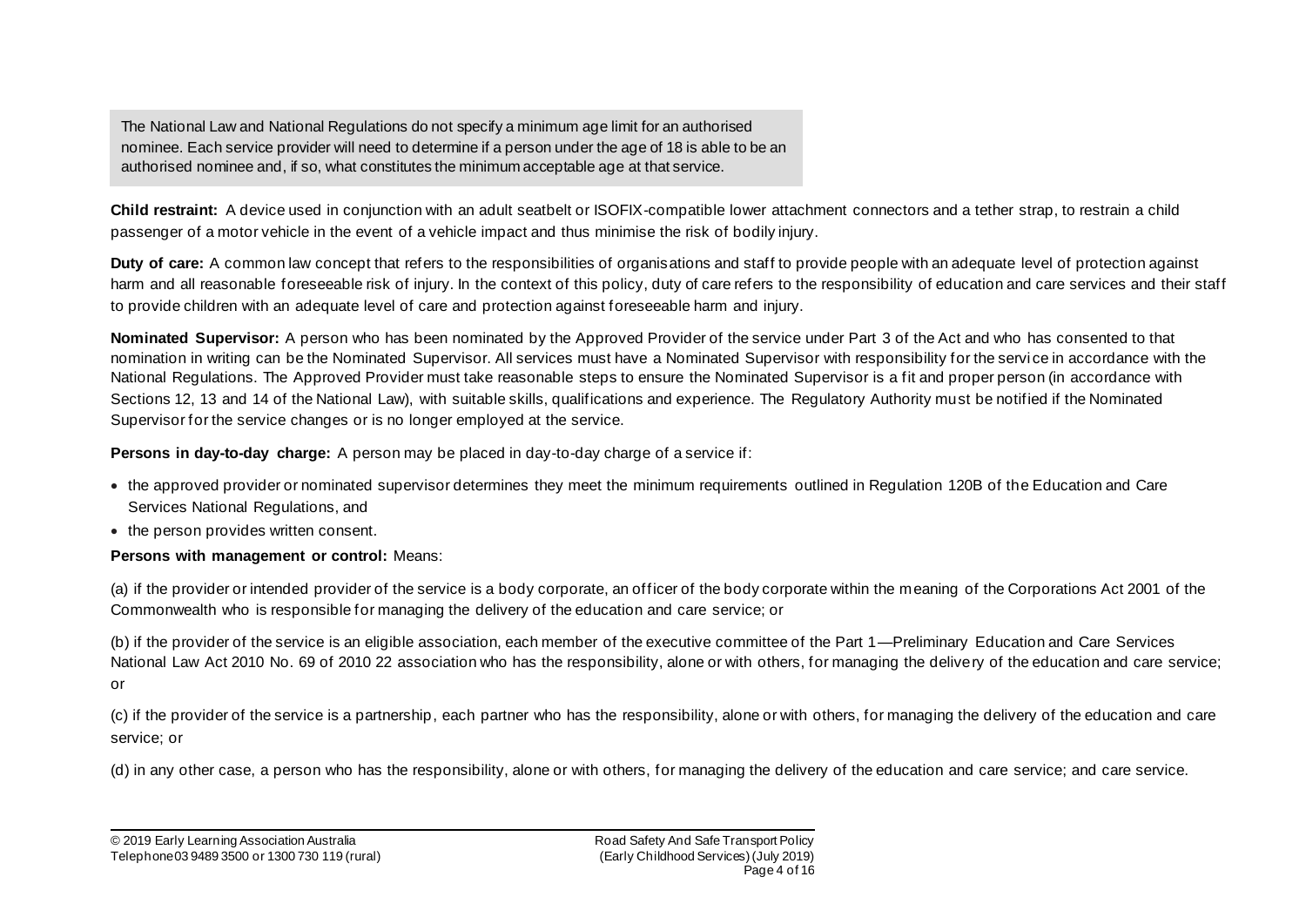The National Law and National Regulations do not specify a minimum age limit for an authorised nominee. Each service provider will need to determine if a person under the age of 18 is able to be an authorised nominee and, if so, what constitutes the minimum acceptable age at that service.

**Child restraint:** A device used in conjunction with an adult seatbelt or ISOFIX-compatible lower attachment connectors and a tether strap, to restrain a child passenger of a motor vehicle in the event of a vehicle impact and thus minimise the risk of bodily injury.

**Duty of care:** A common law concept that refers to the responsibilities of organisations and staff to provide people with an adequate level of protection against harm and all reasonable foreseeable risk of injury. In the context of this policy, duty of care refers to the responsibility of education and care services and their staff to provide children with an adequate level of care and protection against foreseeable harm and injury.

**Nominated Supervisor:** A person who has been nominated by the Approved Provider of the service under Part 3 of the Act and who has consented to that nomination in writing can be the Nominated Supervisor. All services must have a Nominated Supervisor with responsibility for the service in accordance with the National Regulations. The Approved Provider must take reasonable steps to ensure the Nominated Supervisor is a fit and proper person (in accordance with Sections 12, 13 and 14 of the National Law), with suitable skills, qualifications and experience. The Regulatory Authority must be notified if the Nominated Supervisor for the service changes or is no longer employed at the service.

**Persons in day-to-day charge:** A person may be placed in day-to-day charge of a service if:

- the approved provider or nominated supervisor determines they meet the minimum requirements outlined in Regulation 120B of the Education and Care Services National Regulations, and
- the person provides written consent.

**Persons with management or control:** Means:

(a) if the provider or intended provider of the service is a body corporate, an officer of the body corporate within the meaning of the Corporations Act 2001 of the Commonwealth who is responsible for managing the delivery of the education and care service; or

(b) if the provider of the service is an eligible association, each member of the executive committee of the Part 1—Preliminary Education and Care Services National Law Act 2010 No. 69 of 2010 22 association who has the responsibility, alone or with others, for managing the delivery of the education and care service; or

(c) if the provider of the service is a partnership, each partner who has the responsibility, alone or with others, for managing the delivery of the education and care service; or

(d) in any other case, a person who has the responsibility, alone or with others, for managing the delivery of the education and care service; and care service.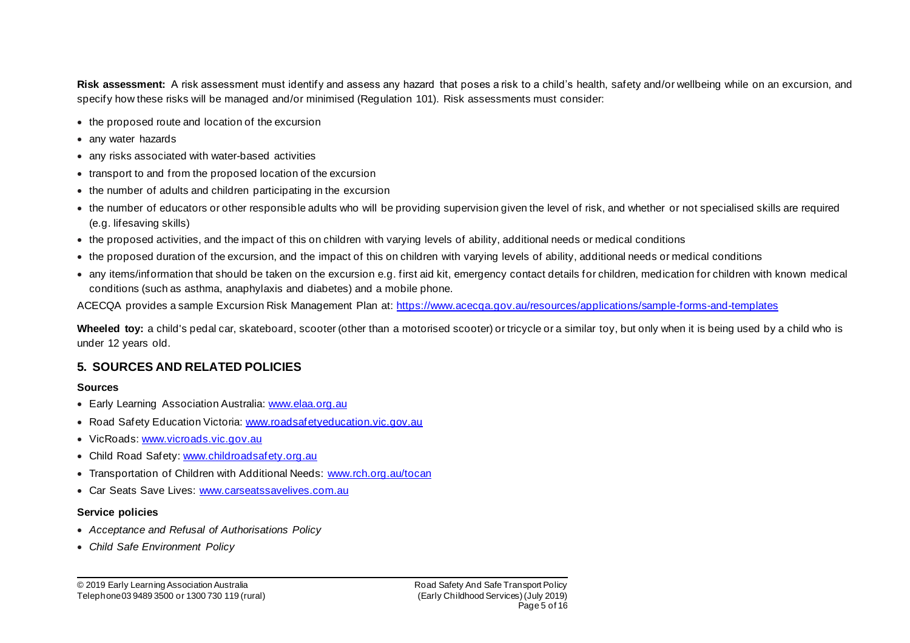**Risk assessment:** A risk assessment must identify and assess any hazard that poses a risk to a child's health, safety and/or wellbeing while on an excursion, and specify how these risks will be managed and/or minimised (Regulation 101). Risk assessments must consider:

- the proposed route and location of the excursion
- any water hazards
- any risks associated with water-based activities
- transport to and from the proposed location of the excursion
- the number of adults and children participating in the excursion
- the number of educators or other responsible adults who will be providing supervision given the level of risk, and whether or not specialised skills are required (e.g. lifesaving skills)
- the proposed activities, and the impact of this on children with varying levels of ability, additional needs or medical conditions
- the proposed duration of the excursion, and the impact of this on children with varying levels of ability, additional needs or medical conditions
- any items/information that should be taken on the excursion e.g. first aid kit, emergency contact details for children, medication for children with known medical conditions (such as asthma, anaphylaxis and diabetes) and a mobile phone.

ACECQA provides a sample Excursion Risk Management Plan at: https://www.acecqa.gov.au/resources/applications/sample-forms-and-templates

**Wheeled toy:** a child's pedal car, skateboard, scooter (other than a motorised scooter) or tricycle or a similar toy, but only when it is being used by a child who is under 12 years old.

## 5. SOURCES AND RELATED POLICIES

### Sources

- Early Learning Association Australia: www.elaa.org.au
- Road Safety Education Victoria: www.roadsafetyeducation.vic.gov.au
- VicRoads: www.vicroads.vic.gov.au
- Child Road Safety: www.childroadsafety.org.au
- Transportation of Children with Additional Needs: www.rch.org.au/tocan
- Car Seats Save Lives: www.carseatssavelives.com.au

### Service policies

- *Acceptance and Refusal of Authorisations Policy*
- *Child Safe Environment Policy*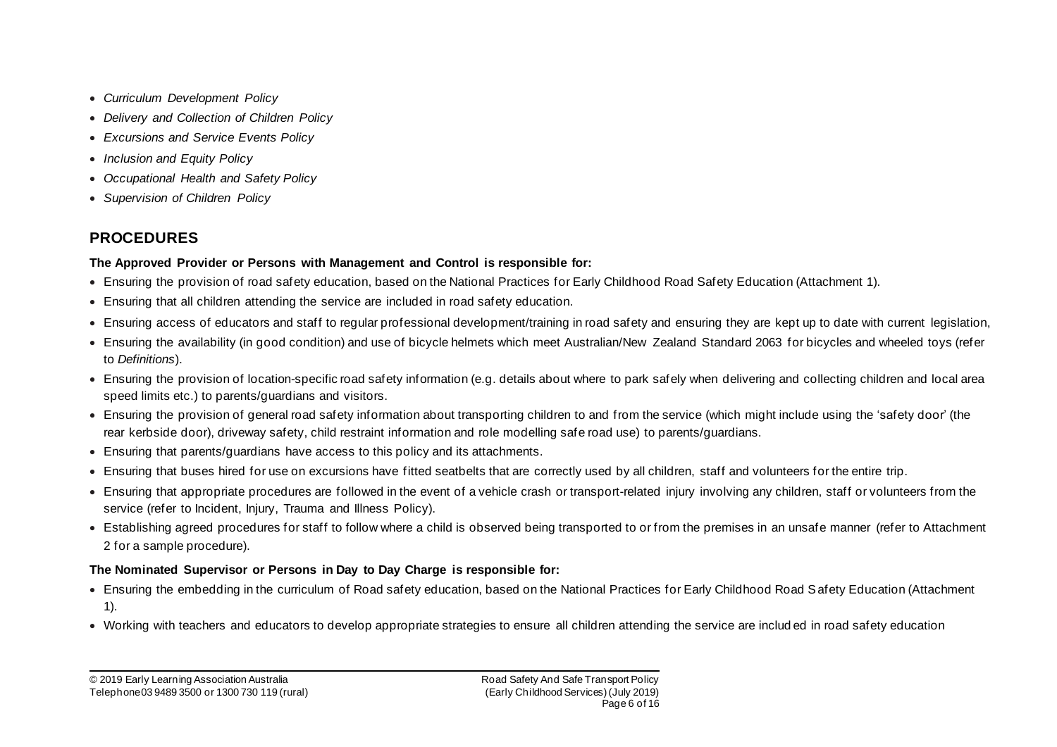- *Curriculum Development Policy*
- *Delivery and Collection of Children Policy*
- *Excursions and Service Events Policy*
- *Inclusion and Equity Policy*
- *Occupational Health and Safety Policy*
- *Supervision of Children Policy*

## PROCEDURES

**The Approved Provider or Persons with Management and Control is responsible for:**

- Ensuring the provision of road safety education, based on the National Practices for Early Childhood Road Safety Education (Attachment 1).
- Ensuring that all children attending the service are included in road safety education.
- Ensuring access of educators and staff to regular professional development/training in road safety and ensuring they are kept up to date with current legislation,
- Ensuring the availability (in good condition) and use of bicycle helmets which meet Australian/New Zealand Standard 2063 for bicycles and wheeled toys (refer to *Definitions*).
- Ensuring the provision of location-specific road safety information (e.g. details about where to park safely when delivering and collecting children and local area speed limits etc.) to parents/guardians and visitors.
- Ensuring the provision of general road safety information about transporting children to and from the service (which might include using the 'safety door' (the rear kerbside door), driveway safety, child restraint information and role modelling safe road use) to parents/guardians.
- Ensuring that parents/guardians have access to this policy and its attachments.
- Ensuring that buses hired for use on excursions have fitted seatbelts that are correctly used by all children, staff and volunteers for the entire trip.
- Ensuring that appropriate procedures are followed in the event of a vehicle crash or transport-related injury involving any children, staff or volunteers from the service (refer to Incident, Injury, Trauma and Illness Policy).
- Establishing agreed procedures for staff to follow where a child is observed being transported to or from the premises in an unsafe manner (refer to Attachment 2 for a sample procedure).

**The Nominated Supervisor or Persons in Day to Day Charge is responsible for:**

- Ensuring the embedding in the curriculum of Road safety education, based on the National Practices for Early Childhood Road Safety Education (Attachment 1).
- Working with teachers and educators to develop appropriate strategies to ensure all children attending the service are included in road safety education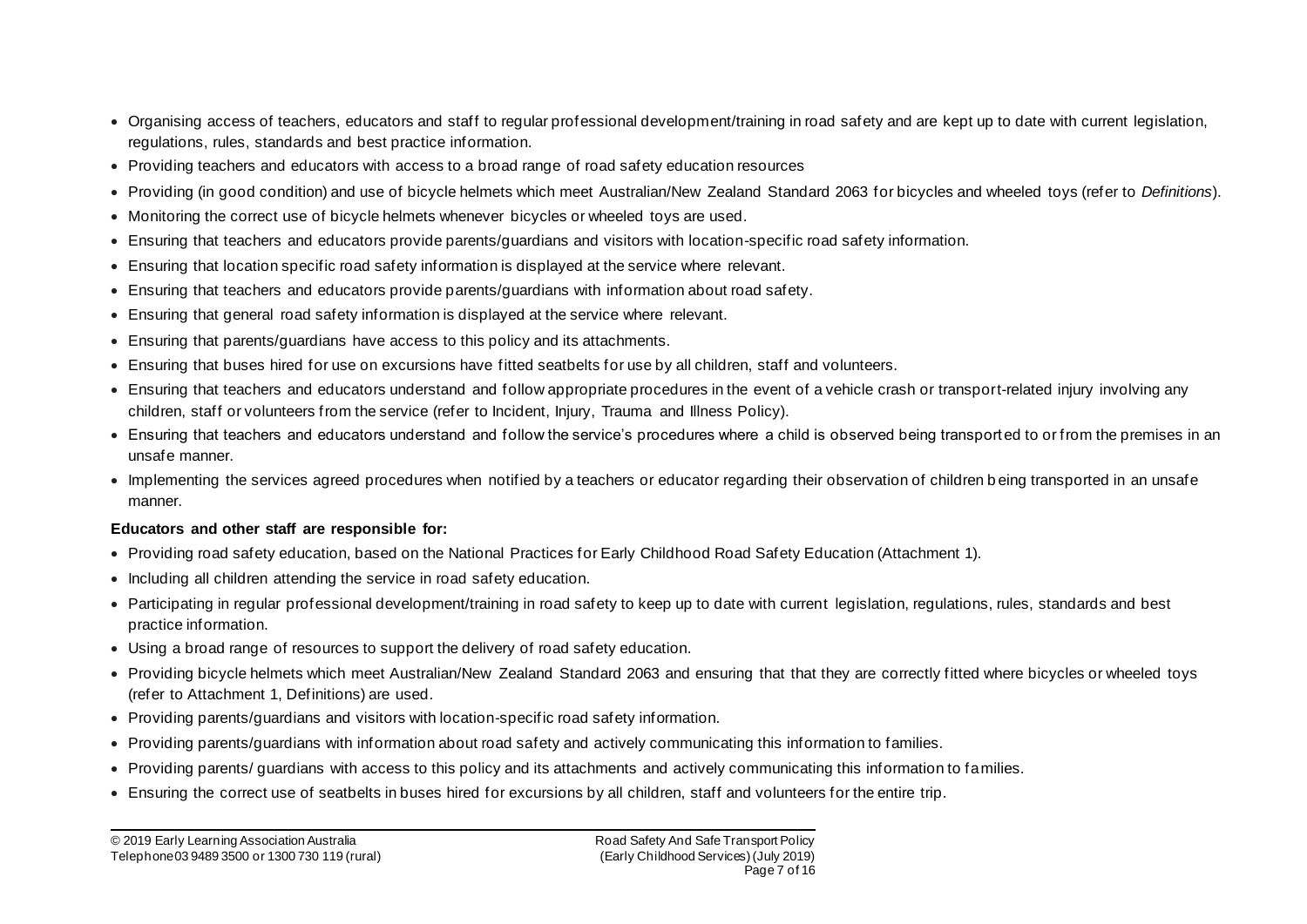- Organising access of teachers, educators and staff to regular professional development/training in road safety and are kept up to date with current legislation, regulations, rules, standards and best practice information.
- Providing teachers and educators with access to a broad range of road safety education resources
- Providing (in good condition) and use of bicycle helmets which meet Australian/New Zealand Standard 2063 for bicycles and wheeled toys (refer to *Definitions*).
- Monitoring the correct use of bicycle helmets whenever bicycles or wheeled toys are used.
- Ensuring that teachers and educators provide parents/guardians and visitors with location-specific road safety information.
- Ensuring that location specific road safety information is displayed at the service where relevant.
- Ensuring that teachers and educators provide parents/guardians with information about road safety.
- Ensuring that general road safety information is displayed at the service where relevant.
- Ensuring that parents/guardians have access to this policy and its attachments.
- Ensuring that buses hired for use on excursions have fitted seatbelts for use by all children, staff and volunteers.
- Ensuring that teachers and educators understand and follow appropriate procedures in the event of a vehicle crash or transport-related injury involving any children, staff or volunteers from the service (refer to Incident, Injury, Trauma and Illness Policy).
- Ensuring that teachers and educators understand and follow the service's procedures where a child is observed being transported to or from the premises in an unsafe manner.
- Implementing the services agreed procedures when notified by a teachers or educator regarding their observation of children being transported in an unsafe manner.

**Educators and other staff are responsible for:**

- Providing road safety education, based on the National Practices for Early Childhood Road Safety Education (Attachment 1).
- Including all children attending the service in road safety education.
- Participating in regular professional development/training in road safety to keep up to date with current legislation, regulations, rules, standards and best practice information.
- Using a broad range of resources to support the delivery of road safety education.
- Providing bicycle helmets which meet Australian/New Zealand Standard 2063 and ensuring that that they are correctly fitted where bicycles or wheeled toys (refer to Attachment 1, Definitions) are used.
- Providing parents/guardians and visitors with location-specific road safety information.
- Providing parents/guardians with information about road safety and actively communicating this information to families.
- Providing parents/ guardians with access to this policy and its attachments and actively communicating this information to families.
- Ensuring the correct use of seatbelts in buses hired for excursions by all children, staff and volunteers for the entire trip.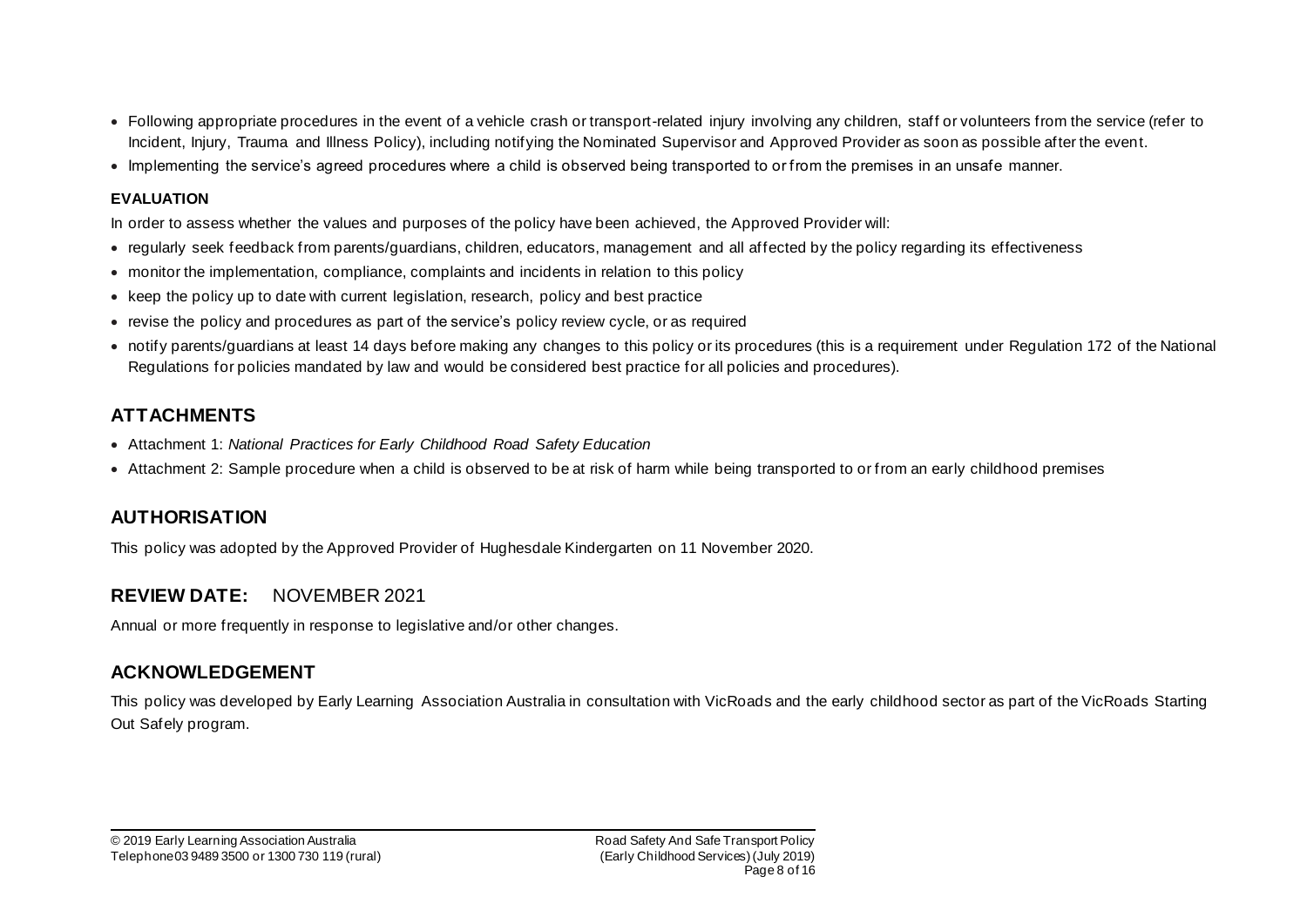- Following appropriate procedures in the event of a vehicle crash or transport-related injury involving any children, staff or volunteers from the service (refer to Incident, Injury, Trauma and Illness Policy), including notifying the Nominated Supervisor and Approved Provider as soon as possible after the event.
- Implementing the service's agreed procedures where a child is observed being transported to or from the premises in an unsafe manner.

#### EVALUATION

In order to assess whether the values and purposes of the policy have been achieved, the Approved Provider will:

- regularly seek feedback from parents/guardians, children, educators, management and all affected by the policy regarding its effectiveness
- monitor the implementation, compliance, complaints and incidents in relation to this policy
- keep the policy up to date with current legislation, research, policy and best practice
- revise the policy and procedures as part of the service's policy review cycle, or as required
- notify parents/guardians at least 14 days before making any changes to this policy or its procedures (this is a requirement under Regulation 172 of the National Regulations for policies mandated by law and would be considered best practice for all policies and procedures).

## ATTACHMENTS

- Attachment 1: *National Practices for Early Childhood Road Safety Education*
- Attachment 2: Sample procedure when a child is observed to be at risk of harm while being transported to or from an early childhood premises

## AUTHORISATION

This policy was adopted by the Approved Provider of Hughesdale Kindergarten on 11 November 2020.

## REVIEW DATE: NOVEMBER 2021

Annual or more frequently in response to legislative and/or other changes.

## ACKNOWLEDGEMENT

This policy was developed by Early Learning Association Australia in consultation with VicRoads and the early childhood sector as part of the VicRoads Starting Out Safely program.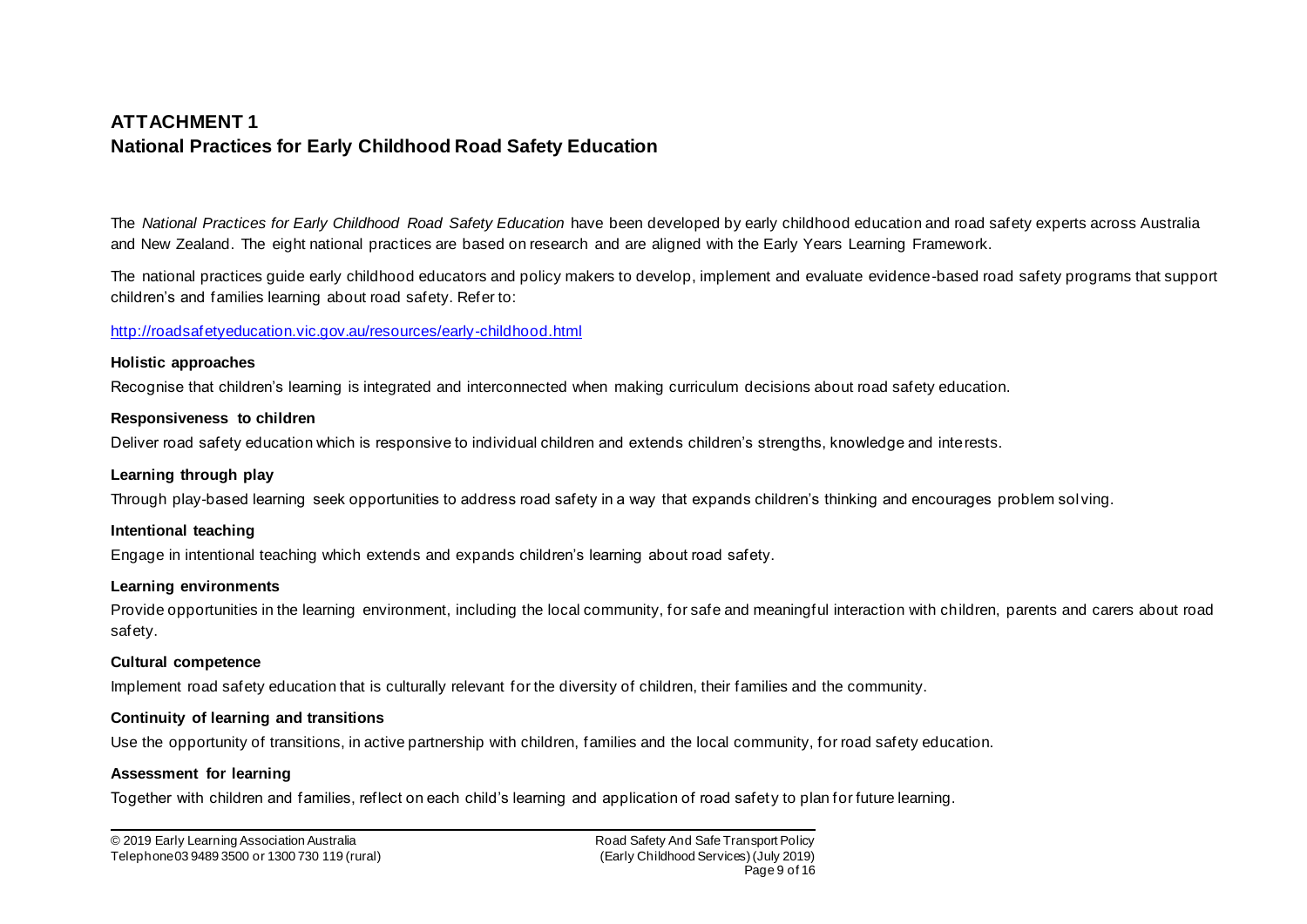# ATTACHMENT 1
## National Practices for Early Childhood Road Safety Education

The *National Practices for Early Childhood Road Safety Education* have been developed by early childhood education and road safety experts across Australia and New Zealand. The eight national practices are based on research and are aligned with the Early Years Learning Framework.

The national practices guide early childhood educators and policy makers to develop, implement and evaluate evidence-based road safety programs that support children's and families learning about road safety. Refer to:

http://roadsafetyeducation.vic.gov.au/resources/early-childhood.html

**Holistic approaches**

Recognise that children's learning is integrated and interconnected when making curriculum decisions about road safety education.

**Responsiveness to children**

Deliver road safety education which is responsive to individual children and extends children's strengths, knowledge and interests.

**Learning through play**

Through play-based learning seek opportunities to address road safety in a way that expands children's thinking and encourages problem solving.

**Intentional teaching**

Engage in intentional teaching which extends and expands children's learning about road safety.

**Learning environments**

Provide opportunities in the learning environment, including the local community, for safe and meaningful interaction with children, parents and carers about road safety.

**Cultural competence**

Implement road safety education that is culturally relevant for the diversity of children, their families and the community.

**Continuity of learning and transitions**

Use the opportunity of transitions, in active partnership with children, families and the local community, for road safety education.

**Assessment for learning**

Together with children and families, reflect on each child's learning and application of road safety to plan for future learning.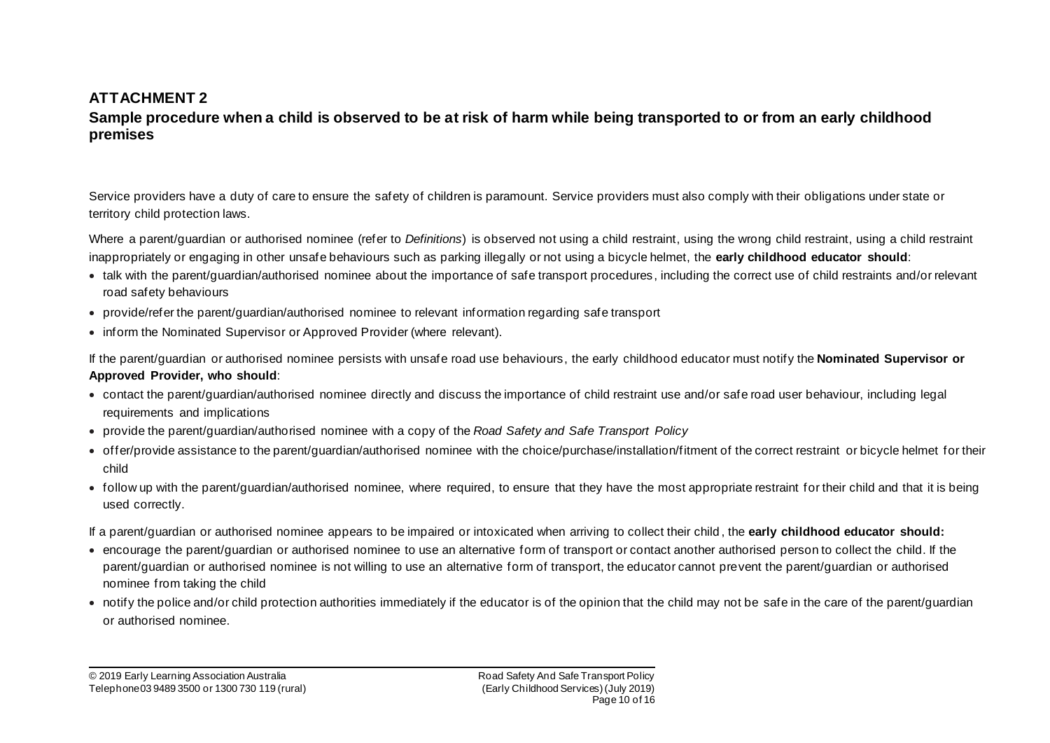# ATTACHMENT 2

## Sample procedure when a child is observed to be at risk of harm while being transported to or from an early childhood premises

Service providers have a duty of care to ensure the safety of children is paramount. Service providers must also comply with their obligations under state or territory child protection laws.

Where a parent/guardian or authorised nominee (refer to *Definitions*) is observed not using a child restraint, using the wrong child restraint, using a child restraint inappropriately or engaging in other unsafe behaviours such as parking illegally or not using a bicycle helmet, the **early childhood educator should**:

- talk with the parent/guardian/authorised nominee about the importance of safe transport procedures, including the correct use of child restraints and/or relevant road safety behaviours
- provide/refer the parent/guardian/authorised nominee to relevant information regarding safe transport
- inform the Nominated Supervisor or Approved Provider (where relevant).

If the parent/guardian or authorised nominee persists with unsafe road use behaviours, the early childhood educator must notify the **Nominated Supervisor or Approved Provider, who should**:

- contact the parent/guardian/authorised nominee directly and discuss the importance of child restraint use and/or safe road user behaviour, including legal requirements and implications
- provide the parent/guardian/authorised nominee with a copy of the *Road Safety and Safe Transport Policy*
- offer/provide assistance to the parent/guardian/authorised nominee with the choice/purchase/installation/fitment of the correct restraint or bicycle helmet for their child
- follow up with the parent/guardian/authorised nominee, where required, to ensure that they have the most appropriate restraint for their child and that it is being used correctly.

If a parent/guardian or authorised nominee appears to be impaired or intoxicated when arriving to collect their child, the **early childhood educator should:**

- encourage the parent/guardian or authorised nominee to use an alternative form of transport or contact another authorised person to collect the child. If the parent/guardian or authorised nominee is not willing to use an alternative form of transport, the educator cannot prevent the parent/guardian or authorised nominee from taking the child
- notify the police and/or child protection authorities immediately if the educator is of the opinion that the child may not be safe in the care of the parent/guardian or authorised nominee.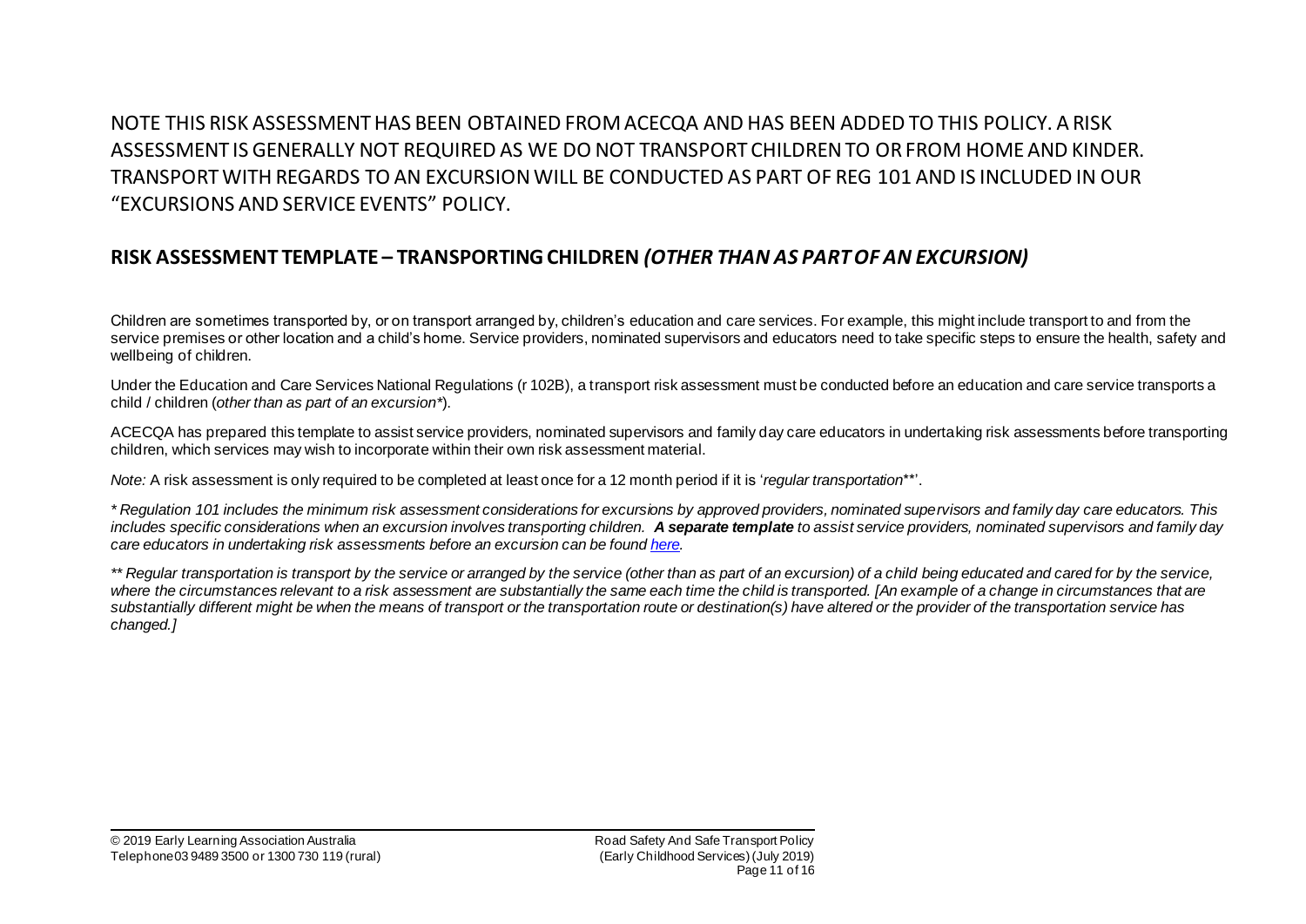NOTE THIS RISK ASSESSMENT HAS BEEN OBTAINED FROM ACECQA AND HAS BEEN ADDED TO THIS POLICY. A RISK ASSESSMENT IS GENERALLY NOT REQUIRED AS WE DO NOT TRANSPORT CHILDREN TO OR FROM HOME AND KINDER. TRANSPORT WITH REGARDS TO AN EXCURSION WILL BE CONDUCTED AS PART OF REG 101 AND IS INCLUDED IN OUR "EXCURSIONS AND SERVICE EVENTS" POLICY.

## RISK ASSESSMENT TEMPLATE – TRANSPORTING CHILDREN *(OTHER THAN AS PART OF AN EXCURSION)*

Children are sometimes transported by, or on transport arranged by, children's education and care services. For example, this might include transport to and from the service premises or other location and a child's home. Service providers, nominated supervisors and educators need to take specific steps to ensure the health, safety and wellbeing of children.

Under the Education and Care Services National Regulations (r 102B), a transport risk assessment must be conducted before an education and care service transports a child / children (*other than as part of an excursion\**).

ACECQA has prepared this template to assist service providers, nominated supervisors and family day care educators in undertaking risk assessments before transporting children, which services may wish to incorporate within their own risk assessment material.

*Note:* A risk assessment is only required to be completed at least once for a 12 month period if it is '*regular transportation*\*\*'.

*\* Regulation 101 includes the minimum risk assessment considerations for excursions by approved providers, nominated supervisors and family day care educators. This includes specific considerations when an excursion involves transporting children.* ***A separate template*** *to assist service providers, nominated supervisors and family day care educators in undertaking risk assessments before an excursion can be found here.*

*\*\* Regular transportation is transport by the service or arranged by the service (other than as part of an excursion) of a child being educated and cared for by the service, where the circumstances relevant to a risk assessment are substantially the same each time the child is transported. [An example of a change in circumstances that are substantially different might be when the means of transport or the transportation route or destination(s) have altered or the provider of the transportation service has changed.]*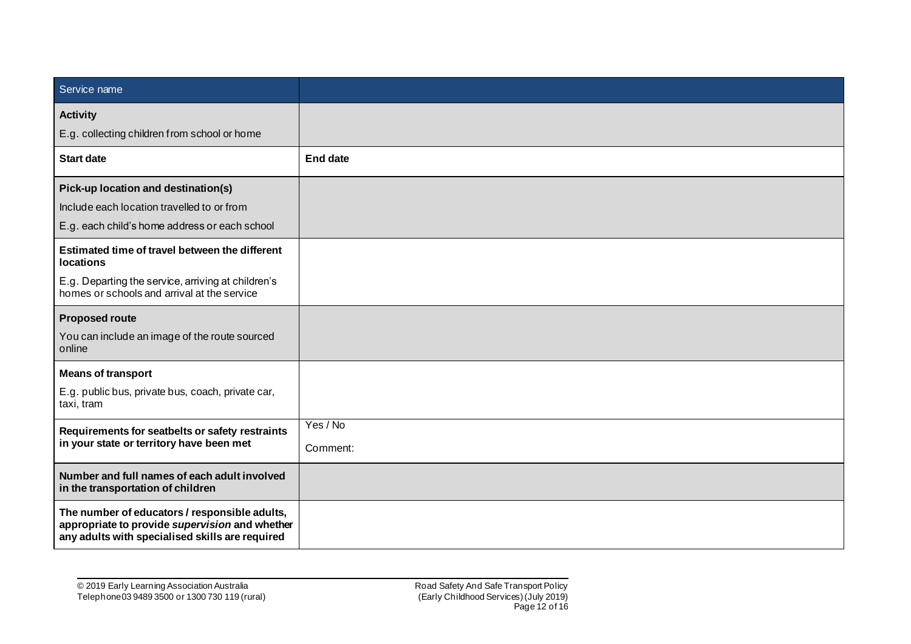| Service name | |
|---|---|
| **Activity**<br>E.g. collecting children from school or home | |
| **Start date** | **End date** |
| **Pick-up location and destination(s)**<br>Include each location travelled to or from<br>E.g. each child's home address or each school | |
| **Estimated time of travel between the different locations**<br>E.g. Departing the service, arriving at children's homes or schools and arrival at the service | |
| **Proposed route**<br>You can include an image of the route sourced online | |
| **Means of transport**<br>E.g. public bus, private bus, coach, private car, taxi, tram | |
| **Requirements for seatbelts or safety restraints in your state or territory have been met** | Yes / No<br>Comment: |
| **Number and full names of each adult involved in the transportation of children** | |
| **The number of educators / responsible adults, appropriate to provide *supervision* and whether any adults with specialised skills are required** | |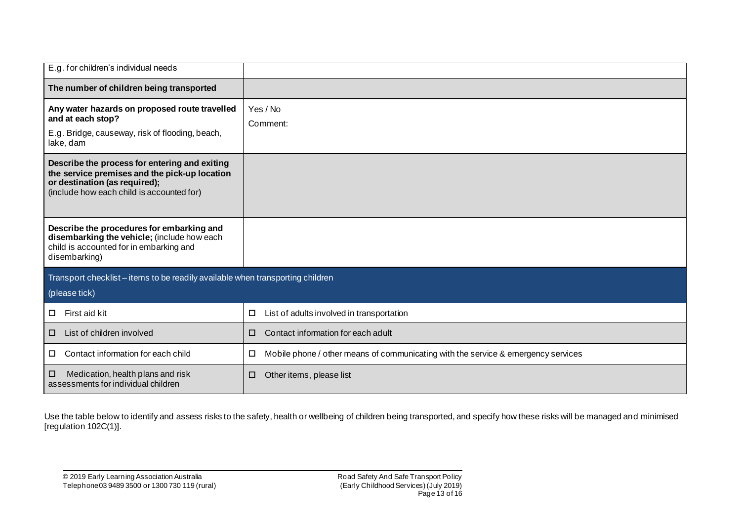| | |
|---|---|
| E.g. for children's individual needs | |
| **The number of children being transported** | |
| **Any water hazards on proposed route travelled and at each stop?**<br>E.g. Bridge, causeway, risk of flooding, beach, lake, dam | Yes / No<br>Comment: |
| **Describe the process for entering and exiting the service premises and the pick-up location or destination (as required);**<br>(include how each child is accounted for) | |
| **Describe the procedures for embarking and disembarking the vehicle;** (include how each child is accounted for in embarking and disembarking) | |

| Transport checklist – items to be readily available when transporting children (please tick) | |
|---|---|
| ☐ First aid kit | ☐ List of adults involved in transportation |
| ☐ List of children involved | ☐ Contact information for each adult |
| ☐ Contact information for each child | ☐ Mobile phone / other means of communicating with the service & emergency services |
| ☐ Medication, health plans and risk assessments for individual children | ☐ Other items, please list |

Use the table below to identify and assess risks to the safety, health or wellbeing of children being transported, and specify how these risks will be managed and minimised [regulation 102C(1)].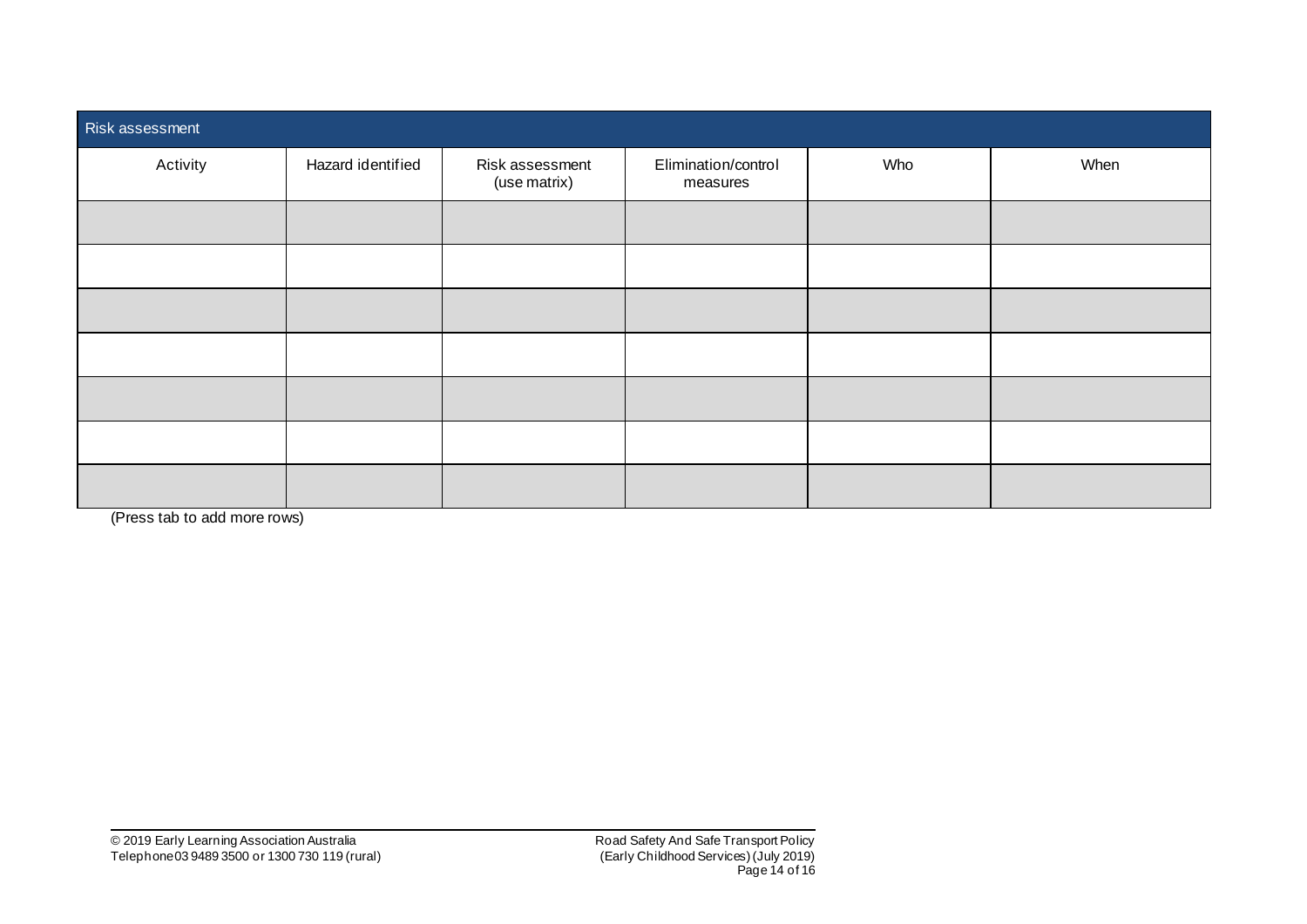| Risk assessment | | | | | |
|---|---|---|---|---|---|
| Activity | Hazard identified | Risk assessment (use matrix) | Elimination/control measures | Who | When |
| | | | | | |
| | | | | | |
| | | | | | |
| | | | | | |
| | | | | | |
| | | | | | |
| | | | | | |

(Press tab to add more rows)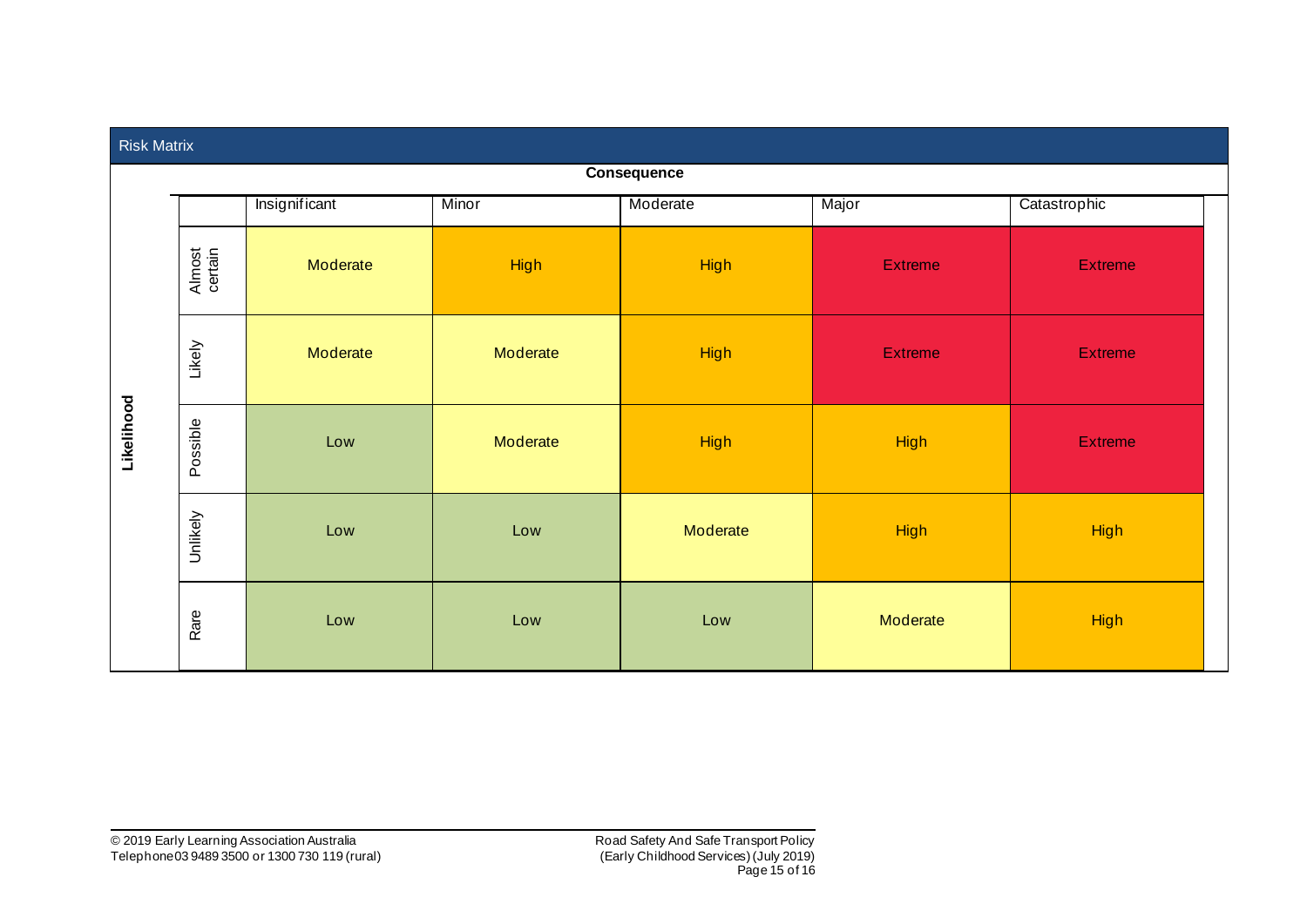## Risk Matrix

| Likelihood | Consequence: Insignificant | Minor | Moderate | Major | Catastrophic |
|---|---|---|---|---|---|
| Almost certain | Moderate | High | High | Extreme | Extreme |
| Likely | Moderate | Moderate | High | Extreme | Extreme |
| Possible | Low | Moderate | High | High | Extreme |
| Unlikely | Low | Low | Moderate | High | High |
| Rare | Low | Low | Low | Moderate | High |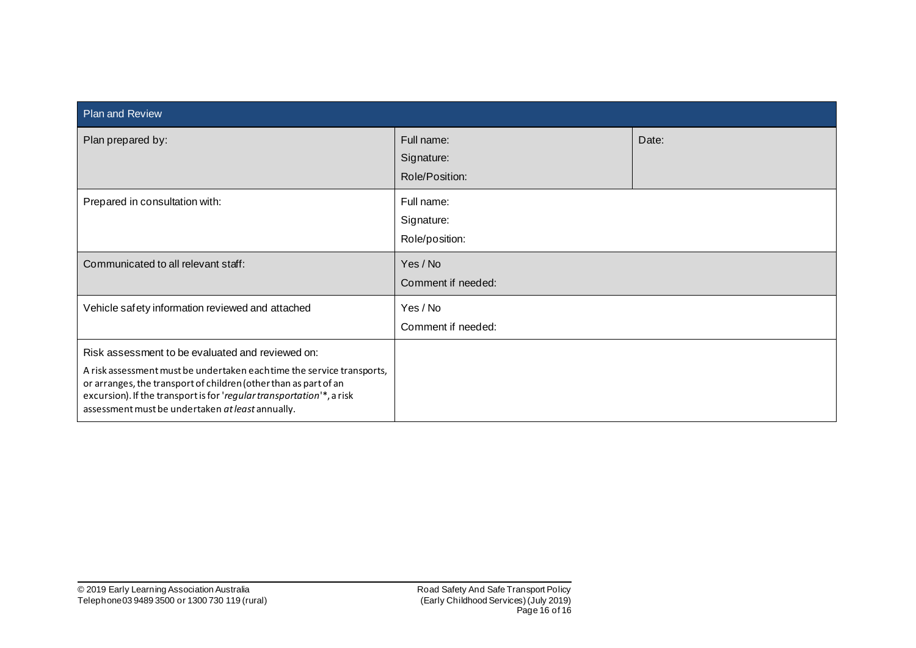| Plan and Review | | |
|---|---|---|
| Plan prepared by: | Full name:<br>Signature:<br>Role/Position: | Date: |
| Prepared in consultation with: | Full name:<br>Signature:<br>Role/position: | |
| Communicated to all relevant staff: | Yes / No<br>Comment if needed: | |
| Vehicle safety information reviewed and attached | Yes / No<br>Comment if needed: | |
| Risk assessment to be evaluated and reviewed on:<br>A risk assessment must be undertaken each time the service transports, or arranges, the transport of children (other than as part of an excursion). If the transport is for '*regular transportation*'*, a risk assessment must be undertaken *at least* annually. | | |